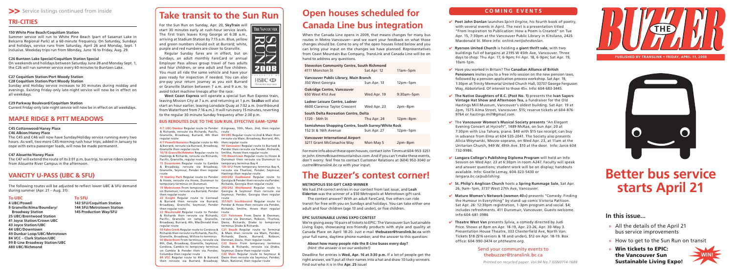>> Service listings continued from inside

## TRI-CITIES

**150 White Pine Beach/Coquitlam Station**

Summer service will run to White Pine Beach (part of Sasamat Lake in Belcarra Regional Park) at a 60-minute frequency. On Saturday, Sundays and holidays, service runs from Saturday, April 26 and Monday, Sept. 1 inclusive. Weekday trips run from Monday, June 16 to Friday, Aug. 29.

**C26 Buntzen Lake Special/Coquitlam Station Special**

On weekends and holidays between Saturday June 28 and Monday Sept. 1, the C26 will run summer service every 60 minutes to Buntzen Lake.

**C27 Coquitlam Station/Port Moody Station**
**C28 Coquitlam Station/Port Moody Station**

Sunday and Holiday service increases to 30 minutes during midday and evenings. Existing Friday-only late-night service will now be in effect on all weekdays.

**C29 Parkway Boulevard/Coquitlam Station**

Current Friday-only late-night service will now be in effect on all weekdays.

## MAPLE RIDGE & PITT MEADOWS

**C45 Cottonwood/Haney Place**
**C46 Albion/Haney Place**

The C45 and C46 will now have Sunday/Holiday service running every two hours. As well, two more C45 morning rush hour trips, added in January to cope with extra passenger loads, will now be made permanent.

**C47 Alouette/Haney Place**

The C47 will extend the route of its 3:01 p.m. bus trip, to serve riders coming from Alouette River Campus in the afternoon.

## VANCITY U-PASS (UBC & SFU)

The following routes will be adjusted to reflect lower UBC & SFU demand during summer (Apr. 21 – Aug. 31):

**To UBC**
4 UBC/Powell
9 Granville/Alma/Boundary/Broadway Station
25 UBC/Brentwood Station
41 Joyce Station/Crown UBC
43 Joyce Station/UBC
44 UBC/Downtown
49 Dunbar Loop/UBC/Metrotown
84 VCC – Clark Station/UBC
99 B-Line Broadway Station/UBC
480 UBC/Richmond

**To SFU**
143 SFU/Coquitlam Station
144 SFU/Metrotown Station
145 Production Way/SFU

# Take transit to the Sun Run

For the Sun Run on Sunday, Apr. 20, **SkyTrain** will start 30 minutes early at rush-hour service levels. The first train leaves King George at 6:38 a.m., arriving at Stadium Station by 7:15 a.m. Blue, yellow and green numbers should exit at Burrard; white, purple and red numbers are closer to Granville.

Regular Sunday fares are in effect, but on Sundays, an adult monthly FareCard or annual Employer Pass allows group travel of two adults and four children, or one adult and five children. You must all ride the same vehicle and have your pass ready for inspection if needed. You can also pre-pay your return journey as you exit Burrard or Granville Station between 7 a.m. and 9 a.m. to avoid ticket machine lineups after the race.

**West Coast Express** will operate a special Sun Run Express train, leaving Mission City at 7 a.m. and returning at 1 p.m. **SeaBus** will also start an hour earlier, leaving Lonsdale Quay at 7:02 a.m. (northbound from Waterfront from 7:16 a.m.). It will run every 15 minutes, reverting to the regular 30-minute Sunday frequency after 2:30 p.m.

### BUS REROUTES DUE TO THE SUN RUN, EFFECTIVE 6AM–12PM

**4/7 UBC/Dunbar** Regular route to Pender & Richards, reroute via Richards, Pacific, Granville, Broadway, Burrard, 4th then regular route

**4/7 Powell/Nanaimo** Regular route to 4th & Burrard, reroute via Burrard, Broadway, Granville then regular route

**10/16 Granville/Arbutus** Regular route to Hastings & Richards, reroute via Richards, Pacific, Granville, regular route

**15 Downtown** Regular route to Cambie & Broadway, reroute via Broadway, Granville, Seymour, Pender then regular route

**19 Stanley Park** Regular route to Pender & Howe, reroute via Howe, Dunsmuir to temporary terminus on Dunsmuir.

**19 Metrotown** From temporary terminus on Dunsmuir, reroute via Burrard, Pender then regular route

**22 Knight** Regular route to Cornwall & Burrard then reroute via Burrard, Broadway, Granville, Seymour, Pender then regular route

**22 Macdonald** Regular route to Pender & Richards then reroute via Richards, Pacific, Granville on ramp, Granville, Broadway, Burrard, 4th, MacDonald then regular route

**50 False Creek** Regular route to Cordova & Richards then reroute via Richards, Pacific, Granville, Broadway, Willow to terminus

**50 Waterfront** From terminus, reroute via 8th, Oak, Broadway, Granville, Seymour, Cordova, Cambie to temporary terminus on Cambie & Pender then via Pender, Columbia then regular route

**84 VCC** Regular route to 4th & Burrard then reroute via Burrard, Broadway, Kingsway, 10th, Main, 2nd, then regular route

**84 UBC** Regular route to 2nd & Main then reroute via Main, Broadway, Burrard, 4th, then regular route

**98 Vancouver** Regular route to Burrard & Pender then reroute via Pender, Richards, Smithe, Howe then regular route

**135 Downtown** Regular route to Howe & Dunsmuir then reroute via Dunsmuir to temporary terminus Bay 4

**135 SFU** From temporary terminus Bay 4, reroute via Thurlow, Pender, Seymour, Hastings then regular route

**240/242 Eastbound** Regular route to Georgia & Pender then reroute via Pender, Richards, Georgia then regular route

**240/242 Westbound** Regular route to Georgia & Seymour then reroute via Seymour, Pender, Georgia then regular route

**351/601 Southbound** Regular route to Pender & Howe then reroute via Pender, Richards, Smithe, Howe then regular route

**C21 Yaletown** From Davie & Denman, reroute via Denman, Robson, Thurlow, Davie, Richards, Drake to temporary terminus Drake & Richards.

**C21 Beach** Regular route to Terminal & Main then reroute via Main, Pender, Richards, Davie, Burrard, Robson, Denman, Davie, then regular route.

**C23 Davie** From temporary terminus Drake & Richards, reroute via Drake, Seymour, Davie then regular route

**C23 Main** Regular route to Seymour & Davie then reroute via Seymour, Pender, Main, National, then regular route

# Open houses scheduled for Canada Line bus integration

When the Canada Line opens in 2009, that means changes for many bus routes in Metro Vancouver—and we want your feedback on what those changes should be. Come to any of the open houses listed below and you can bring your input on the changes we have planned. Representatives from Coast Mountain Bus Company, TransLink and Canada Line will be on hand to address any questions.

| Location | Date | Time |
|---|---|---|
| **Steveston Community Centre, South Richmond** 4111 Moncton St | Sat Apr. 12 | 11am–5pm |
| **Vancouver Public Library, Main Branch** 350 West Georgia | Sun Apr. 13 | 12pm–5pm |
| **Oakridge Centre, Vancouver** 650 West 41st Ave | Wed Apr. 19 | 9:30am–5pm |
| **Ladner Leisure Centre, Ladner** 4600 Clarence Taylor Crescent | Wed Apr. 23 | 2pm–8pm |
| **South Delta Recreation Centre, Delta** 1720 - 56th St | Thu Apr. 24 | 12pm–8pm |
| **Semiahmoo Shopping Centre, South Surrey/White Rock** 152 St & 16th Avenue | Sun Apr. 27 | 12pm–5pm |
| **Vancouver International Airport** 3211 Grant McConachie Way | Mon May 5 | 2pm–8pm |

For more info about these open houses, contact John Timms at 604-953-3251 or *john.timms@coastmountainbus.com*. And if you can't make these events, don't worry: feel free to contact Customer Relations at (604) 953-3040 or *custrel@translink.bc.ca* with your input.

# The Buzzer's contest corner!

**METROPOLIS $50 GIFT CARD WINNER**

We had 314 correct entries in our contest from last issue, and **Leah Elderton** was the winner of a $50 Metropolis at Metrotown gift card.

The contest answer? With an adult FareCard, five others can ride transit for free with you on Sundays and holidays. You can take either one adult and four children (age 13 and under), or five children.

**EPIC SUSTAINABLE LIVING EXPO CONTEST**

We're giving away 10 pairs of tickets to EPIC: The Vancouver Sun Sustainable Living Expo, showcasing eco-friendly products with style and quality at Canada Place on April 18-20. Just e-mail **thebuzzer@translink.bc.ca** with your full name, daytime phone number, and the answer to this question:

**About how many people ride the B-Line buses every day?**
*(Hint: the answer is on our website!)*

Deadline for entries is **Wed, Apr. 16 at 3:30 p.m.** If a lot of people get the right answer, we'll put all their names into a hat and draw 10 lucky winners. Find out who it is in the **Apr. 25** issue!

## COMING EVENTS

- ✔ **Poet John Donlan** launches *Spirit Engine*, his fourth book of poetry, with several events in April. The next is a presentation titled "From Inspiration to Publication: How a Poem is Created" on Tue Apr. 15, 7:30pm at the Vancouver Public Library in Kitsilano, 2425 Macdonald St. More info: *onlink.net/johndonlan*.
- ✔ **Ryerson United Church** is holding a **giant thrift sale,** with two buildings full of bargains at 2195 W 45th Ave, Vancouver. Three days to shop: Thu Apr. 17, 6-9pm; Fri Apr. 18, 6-9pm; Sat Apr. 19, 10am-1pm.
- ✔ Have you worked in Britain? The **Canadian Alliance of British Pensioners** invites you to a free info session on the new pension laws, followed by a pension application process workshop. Sat Apr. 19, 1:30pm at Trinity Memorial United Church Hall, 33737 George Ferguson Way, Abbotsford. Of interest to those 45+. Info: 604-683-3445.
- ✔ **The Native Daughters of B.C. (Post No. 1)** presents the **Ivan Sayers Vintage Hat Show and Afternoon Tea,** a fundraiser for the Old Hastings Mill Museum, Vancouver's oldest building. Sat Apr. 19 at 2pm, 1575 Alma Street, Vancouver. $15; reserve tickets at 604-876-9764 or *hastings.mill@gmail.com*.
- ✔ The **Vancouver Women's Musical Society** presents "An Elegant Evening Concert at Hycroft", 1489 McRae, on Sun Apr. 20 at 7:30pm with Lisa Tahara, piano. $40 with $15 tax receipt; can buy in advance from Elma at 604 535-2041. The Society also presents Alicia Woynarski, Mezzo-soprano, on Wed Apr. 23, at 11am at the Unitarian Church, 949 W. 49th Ave. $10 at the door. Info: Janie 604 732-9986.
- ✔ **Langara College's Publishing Diploma Program** will hold an Info Session on Wed Apr. 23 at 6:30pm in room A247. Faculty will speak and answer questions; student work will be on display; handouts available. Info: Giselle Lemay, 604-323-5430 or *langara.bc.ca/publishing*.
- ✔ **St. Philip's Anglican Church** hosts a **Spring Rummage Sale,** Sat Apr. 26, 9am–1pm, 3737 West 27th Ave, Vancouver.
- ✔ **Mature Women's Network (women 40+)** presents "Comedy: Finding the Humour in Everything" by stand-up comic Victoria Pattison. Sat Apr. 26: 12:30pm registration, 1-3pm program and social. $4; includes refreshments. 411 Dunsmuir, Vancouver. Guests welcome. Info:604-681-3986
- ✔ **Theatre West Van** presents *Sylvia*, a comedy directed by Judi Price. Shows at 8pm on Apr. 18-19, Apr. 23-26, Apr. 30-May 3. Presentation House Theatre, 333 Chesterfield Ave, North Van. Tickets $18 ($16 seniors & 18 and under), $12 on Apr. 18-19. Box office: 604-990-3474 or *phtheatre.org*.

Send your community events to thebuzzer@translink.bc.ca

*Printed on recycled paper. Vol.94 No.7 ISSN0714-1688*

# THE BUZZER

**PUBLISHED BY TRANSLINK • FRIDAY, APRIL 11, 2008**

# Better bus service starts April 21

## In this issue...

- » All the details of the April 21 bus service improvements
- » How to get to the Sun Run on transit
- » **Win tickets to EPIC: the Vancouver Sun Sustainable Living Expo!**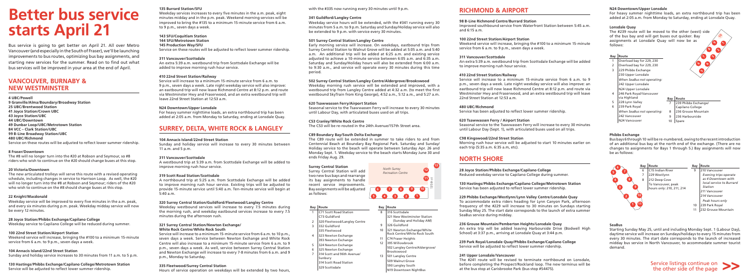# Better bus service starts April 21

Bus service is going to get better on April 21. All over Metro Vancouver (and especially in the South of Fraser), we'll be launching improvements to bus routes, optimizing bus bay assignments, and starting new services for the summer. Read on to find out what bus services will be improved in your area at the end of April.

## VANCOUVER, BURNABY & NEW WESTMINSTER

**4 UBC/Powell**
**9 Granville/Alma/Boundary/Broadway Station**
**25 UBC/Brentwood Station**
**41 Joyce Station/Crown UBC**
**43 Joyce Station/UBC**
**44 UBC/Downtown**
**49 Dunbar Loop/UBC/Metrotown Station**
**84 VCC – Clark Station/UBC**
**99 B-Line Broadway Station/UBC**
**480 UBC/Richmond**

Service on these routes will be adjusted to reflect lower summer ridership.

**8 Fraser/Downtown**

The #8 will no longer turn into the #20 at Robson and Seymour, so #8 riders who wish to continue on the #20 should change buses at this stop.

**20 Victoria/Downtown**

The articulated trolleys will serve this route with a revised operating schedule, including changes in service to Harrison Loop. As well, the #20 will no longer turn into the #8 at Robson and Seymour; riders of the #20 who wish to continue on the #8 should change buses at this stop.

**22 Knight/Macdonald**

Weekday service will be improved to every five minutes in the a.m. peak, and every six minutes during p.m. peak. Weekday midday service will now be every 12 minutes.

**28 Joyce Station/Phibbs Exchange/Capilano College**

Weekday service to Capilano College will be reduced during summer.

**100 22nd Street Station/Airport Station**

Weekend service will increase, bringing the #100 to a minimum 15-minute service from 6 a.m. to 9 p.m., seven days a week.

**104 Annacis Island/22nd Street Station**

Sunday and holiday service increases to 30 minutes from 11 a.m. to 5 p.m.

**130 Hastings/Phibbs Exchange/Capilano College/Metrotown Station**

Service will be adjusted to reflect lower summer ridership.

**135 Burrard Station/SFU**

Weekday services increases to every five minutes in the a.m. peak, eight minutes midday and in the p.m. peak. Weekend morning services will be improved to bring the #135 to a minimum 15-minute service from 6 a.m. to 9 p.m., seven days a week.

**143 SFU/Coquitlam Station**
**144 SFU/Metrotown Station**
**145 Production Way/SFU**

Service on these routes will be adjusted to reflect lower summer ridership.

**311 Vancouver/Scottsdale**

An extra 5:39 a.m. westbound trip from Scottsdale Exchange will be added to improve morning rush hour service.

**410 22nd Street Station/Railway**

Service will increase to a minimum 15-minute service from 6 a.m. to 9 p.m., seven days a week. Late night weekday service will also improve: an eastbound trip will now leave Richmond Centre at 8:12 p.m. and route via Westminster Hwy and Fraserwood, and an extra westbound trip will leave 22nd Street Station at 12:53 a.m.

**N24 Downtown/Upper Lonsdale**

For heavy summer nighttime loads, an extra northbound trip has been added at 2:05 a.m. from Monday to Saturday, ending at Lonsdale Quay.

## SURREY, DELTA, WHITE ROCK & LANGLEY

**104 Annacis Island/22nd Street Station**

Sunday and holiday service will increase to every 30 minutes between 11 a.m. and 5 p.m.

**311 Vancouver/Scottsdale**

A westbound trip at 5:39 a.m. from Scottsdale Exchange will be added to improve morning rush hour service.

**319 Scott Road Station/Scottsdale**

A northbound trip at 5:25 a.m. from Scottsdale Exchange will be added to improve morning rush hour service. Existing trips will be adjusted to provide 15-minute service until 5:40 a.m. Ten-minute service will begin at 5:40 a.m.

**320 Surrey Central Station/Guildford/Fleetwood/Langley Centre**

Weekday westbound services will increase to every 7.5 minutes during the morning rush, and weekday eastbound services increase to every 7.5 minutes during the afternoon rush.

**321 Surrey Central Station/Newton Exchange/ White Rock Centre/White Rock South**

Service will increase to a minimum 15-minute service from 6 a.m. to 10 p.m., seven days a week. Service between Newton Exchange and White Rock Centre will also increase to a minimum 15-minute service from 6 a.m. to 9 p.m., seven days a week. As well, service between Surrey Central Station and Newton Exchange will increase to every 7-8 minutes from 6 a.m. and 9 p.m., Monday to Saturday.

**335 Fleetwood/Surrey Central Station**

Hours of service operation on weekdays will be extended by two hours, with the #335 now running every 30 minutes until 9 p.m.

**341 Guildford/Langley Centre**

Weekday service hours will be extended, with the #341 running every 30 minutes from 5 a.m. to 9 p.m. Saturday and Sunday/Holiday service will also be extended to 9 p.m. with service every 30 minutes.

**501 Surrey Central Station/Langley Centre**

Early morning service will increase. On weekdays, eastbound trips from Surrey Central Station to Walnut Grove will be added at 5:05 a.m. and 5:40 a.m. An additional trip will be added at 6:25 a.m. and existing service adjusted to achieve a 10-minute service between 6:05 a.m. and 6:35 a.m. Saturday and Sunday/Holiday hours will also be extended from 6:00 a.m. to 9:30 a.m., and service will operate every 30 minutes during this time period.

**502 Surrey Central Station/Langley Centre/Aldergrove/Brookswood**

Weekday morning rush service will be extended and improved, with a westbound trip from Langley Centre added at 4:32 a.m. (to meet the first westbound SkyTrain from King George), 4:52 a.m., 5:12 a.m., and 5:27 a.m.

**620 Tsawwassen Ferry/Airport Station**

Seasonal service to the Tsawwassen Ferry will increase to every 30 minutes until Labour Day, with articulated buses used on all trips.

**C53 Cranley/White Rock Centre**

The C53 will be re-routed in the 24th Avenue/157th Street area.

**C89 Boundary Bay/South Delta Exchange**

The C89 route will be extended in summer to take riders to and from Centennial Beach at Boundary Bay Regional Park. Saturday and Sunday/Holiday service to the beach will operate between Saturday Apr. 26 and Monday Sept. 1. Weekday service to the beach starts Monday June 30 and ends Friday Aug. 29.

**Surrey Central Station**

Surrey Central Station will add two new bus bays and rearrange its bay assignments to handle recent service improvements. Bay assignments will be adjusted as follows:

North Surrey Recreation Centre
135th St

| Bay | Route |
|---|---|
| 1 | C71 Scott Road Station |
| | C73 Guildford |
| 2 | 320 Fleetwood/Langley Centre |
| 3 | 332 Guildford |
| | 335 Fleetwood |
| 4 | 323 Newton Exchange |
| | 393 Newton Exchange |
| 5 | 324 Newton Exchange |
| 6 | 325 Newton Exchange |
| 7 | 314 Scott and 96th Avenue/ Sunbury |
| | 314 Scott Road Station |
| | 329 Scottsdale |

| Bay | Route |
|---|---|
| 8 | 316 Scottsdale |
| | 321 New Westminster Station (Sunday and Holiday AM) |
| 9 | 326 Guildford |
| 10 | 321 Newton Exchange/White Rock Centre/White Rock South |
| 11 | C74 Fraser Heights |
| 12 | 395 Willowbrook |
| | 502 Langley Centre/Aldergrove/ Brookswood |
| 13 | 501 Langley Centre |
| | 509 Walnut Grove |
| | 590 Langley South |
| | N19 Downtown NightBus |

## RICHMOND & AIRPORT

**98 B-Line Richmond Centre/Burrard Station**

Improved southbound service from Waterfront Station between 5:45 a.m. and 6:15 a.m.

**100 22nd Street Station/Airport Station**

Weekend service will increase, bringing the #100 to a minimum 15-minute service from 6 a.m. to 9 p.m., seven days a week.

**311 Vancouver/Scottsdale**

An extra 5:39 a.m. westbound trip from Scottsdale Exchange will be added to improve morning rush hour service.

**410 22nd Street Station/Railway**

Service will increase to a minimum 15-minute service from 6 a.m. to 9 p.m., seven days a week. Late night weekday service will also improve: an eastbound trip will now leave Richmond Centre at 8:12 p.m. and route via Westminster Hwy and Fraserwood, and an extra westbound trip will leave 22nd Street Station at 12:53 a.m.

**480 UBC/Richmond**

Service has been adjusted to reflect lower summer ridership.

**620 Tsawwassen Ferry / Airport Station**

Seasonal service to the Tsawwassen Ferry will increase to every 30 minutes until Labour Day (Sept. 1), with articulated buses used on all trips.

**C98 Kingswood/22nd Street Station**

Morning rush hour service will be adjusted to start 10 minutes earlier on each trip (5:35 a.m. 6:35 a.m, etc).

## NORTH SHORE

**28 Joyce Station/Phibbs Exchange/Capilano College**

Reduced weekday service to Capilano College during summer.

**130 Hastings/Phibbs Exchange/Capilano College/Metrotown Station**

Service has been adjusted to reflect lower summer ridership.

**229 Phibbs Exchange/Westlynn/Lynn Valley Centre/Lonsdale Quay**

To accommodate extra riders heading for Lynn Canyon Park, afternoon frequency of the #229 will increase to 30 minutes on Sundays starting Sunday May 25. The start date corresponds to the launch of extra summer SeaBus service during midday.

**236 Grouse Mountain/Pemberton Heights/Lonsdale Quay**

An extra trip will be added leaving Harbourside Drive (Bodwell High School) at 3:37 p.m., arriving at Lonsdale Quay at 3:44 p.m.

**239 Park Royal/Lonsdale Quay/Phibbs Exchange/Capilano College**

Service will be adjusted to reflect lower summer ridership.

**241 Upper Lonsdale/Vancouver**

The #241 route will be revised to terminate northbound on Lonsdale, before completing the Prospect/Rockland loop. The new terminus will be at the bus stop at Carisbrooke Park (bus stop #54475).

**N24 Downtown/Upper Lonsdale**

For heavy summer nighttime loads, an extra northbound trip has been added at 2:05 a.m. from Monday to Saturday, ending at Lonsdale Quay.

**Lonsdale Quay**

The #239 route will be moved to the other (west) side of the bus bay and will get buses out quicker. Bay assignments at Lonsdale Quay will now be as follows:

| Bay | Route |
|---|---|
| 1 | Overload bay for 229, 230 |
| 2 | Overload bay for 229, 230 |
| 3 | 229 Phibbs Exchange |
| | 230 Upper Lonsdale |
| | *When SeaBus not operating:* |
| | 242 Upper Lonsdale |
| | N24 Upper Lonsdale |
| 4 | 246 Park Royal/Vancouver via Highland |
| 5 | 228 Lynn Valley |
| 6 | 239 Park Royal |
| | *When SeaBus not operating:* |
| | 242 Vancouver |
| | N24 Vancouver |

| Bay | Route |
|---|---|
| 7 | 239 Phibbs Exchange/ Capilano College |
| 8 | 236 Grouse Mountain |
| 9 | 236 Harbourside |
| 10 | Spare |

**Phibbs Exchange**

Bus bays 6 through 10 will be re-numbered, owing to the recent introduction of an additional bus bay at the north end of the exchange. (There are no changes to assignments for Bays 1 through 5.) Bay assignments will now be as follows:

| Bay | Route |
|---|---|
| 6 | C15 Indian River |
| 7 | 229 Westlynn |
| 8 | 212 Deep Cove |
| | To Vancouver, peak hours only: 210, 211, 214 |

| Bay | Route |
|---|---|
| 9 | 210 Vancouver |
| | *Evening trips operate as 4 Downtown with local service to Burrard Station* |
| | 211 Vancouver |
| | 214 Vancouver |
| | *Peak hours only* |
| 10 | 239 Park Royal |
| 11 | 232 Grouse Mountain |

**SeaBus**

Starting Sunday May 25, until and including Monday Sept. 1 (Labour Day), daytime service will increase on Sundays/holidays to every 15 minutes from every 30 minutes. The start date corresponds to the launch of increased midday bus service in North Vancouver, to accommodate summer tourist demand.

Service listings continue on the other side of the page >>